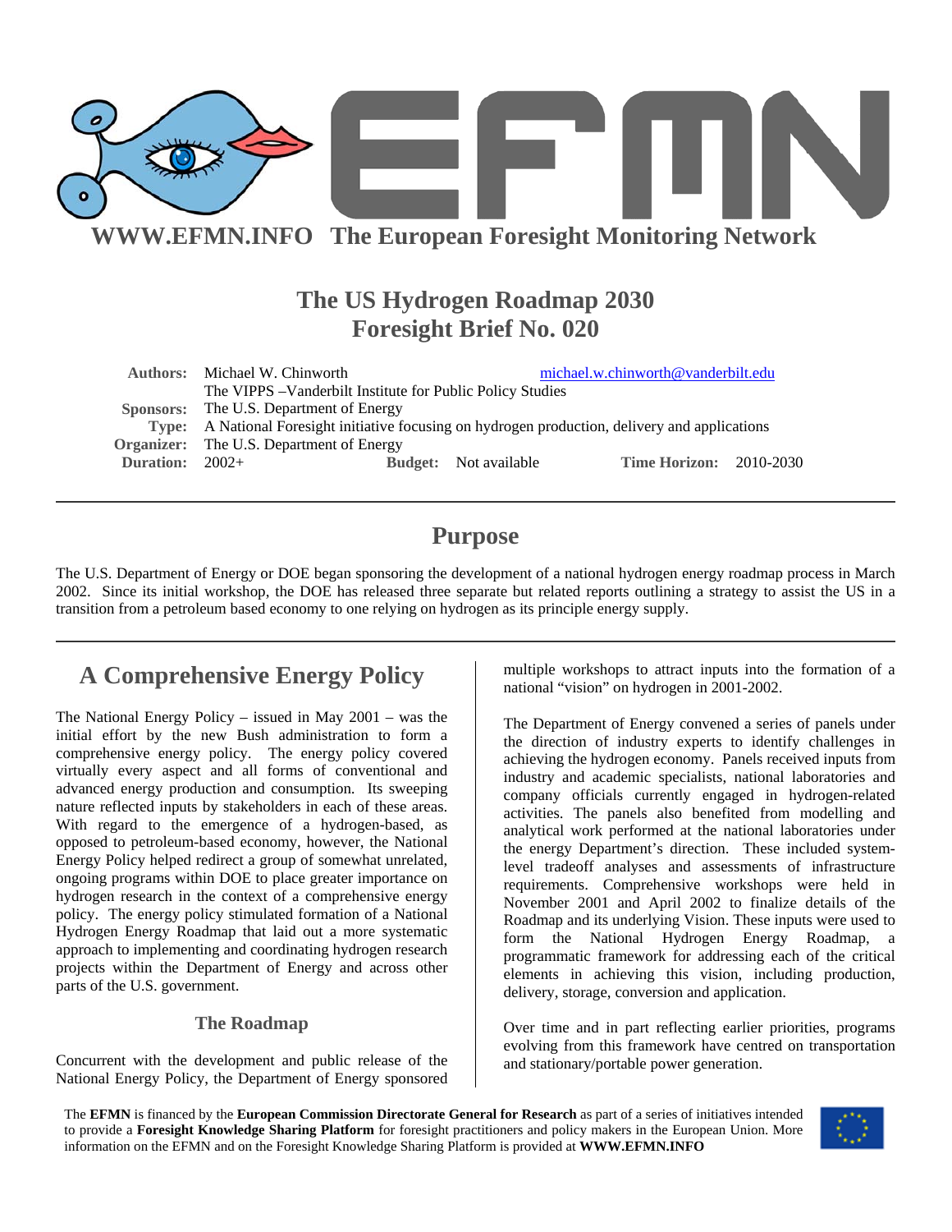**WWW.EFMN.INFO The European Foresight Monitoring Network**

# The US Hydrogen Roadmap 2030
# Foresight Brief No. 020

**Authors:** Michael W. Chinworth michael.w.chinworth@vanderbilt.edu
The VIPPS –Vanderbilt Institute for Public Policy Studies
**Sponsors:** The U.S. Department of Energy
**Type:** A National Foresight initiative focusing on hydrogen production, delivery and applications
**Organizer:** The U.S. Department of Energy
**Duration:** 2002+ **Budget:** Not available **Time Horizon:** 2010-2030

## Purpose

The U.S. Department of Energy or DOE began sponsoring the development of a national hydrogen energy roadmap process in March 2002. Since its initial workshop, the DOE has released three separate but related reports outlining a strategy to assist the US in a transition from a petroleum based economy to one relying on hydrogen as its principle energy supply.

## A Comprehensive Energy Policy

The National Energy Policy – issued in May 2001 – was the initial effort by the new Bush administration to form a comprehensive energy policy. The energy policy covered virtually every aspect and all forms of conventional and advanced energy production and consumption. Its sweeping nature reflected inputs by stakeholders in each of these areas. With regard to the emergence of a hydrogen-based, as opposed to petroleum-based economy, however, the National Energy Policy helped redirect a group of somewhat unrelated, ongoing programs within DOE to place greater importance on hydrogen research in the context of a comprehensive energy policy. The energy policy stimulated formation of a National Hydrogen Energy Roadmap that laid out a more systematic approach to implementing and coordinating hydrogen research projects within the Department of Energy and across other parts of the U.S. government.

### The Roadmap

Concurrent with the development and public release of the National Energy Policy, the Department of Energy sponsored multiple workshops to attract inputs into the formation of a national "vision" on hydrogen in 2001-2002.

The Department of Energy convened a series of panels under the direction of industry experts to identify challenges in achieving the hydrogen economy. Panels received inputs from industry and academic specialists, national laboratories and company officials currently engaged in hydrogen-related activities. The panels also benefited from modelling and analytical work performed at the national laboratories under the energy Department's direction. These included system-level tradeoff analyses and assessments of infrastructure requirements. Comprehensive workshops were held in November 2001 and April 2002 to finalize details of the Roadmap and its underlying Vision. These inputs were used to form the National Hydrogen Energy Roadmap, a programmatic framework for addressing each of the critical elements in achieving this vision, including production, delivery, storage, conversion and application.

Over time and in part reflecting earlier priorities, programs evolving from this framework have centred on transportation and stationary/portable power generation.

The **EFMN** is financed by the **European Commission Directorate General for Research** as part of a series of initiatives intended to provide a **Foresight Knowledge Sharing Platform** for foresight practitioners and policy makers in the European Union. More information on the EFMN and on the Foresight Knowledge Sharing Platform is provided at **WWW.EFMN.INFO**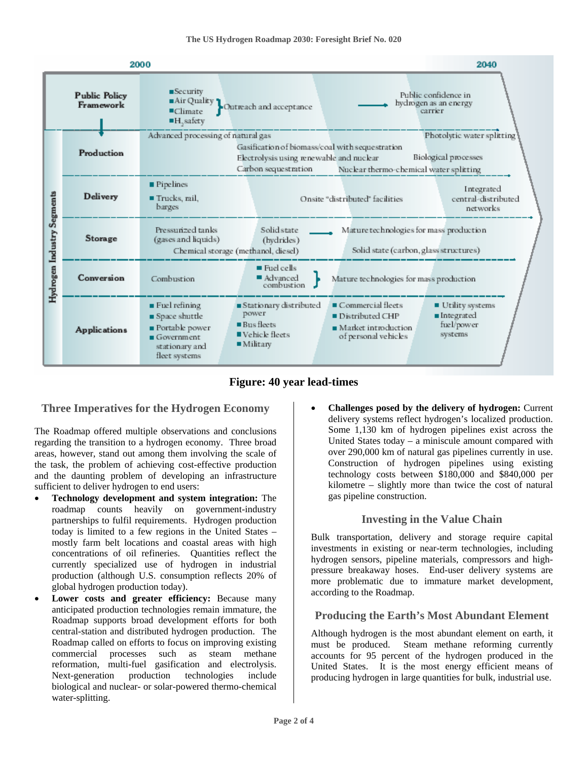| Hydrogen Industry Segments | 2000 | | | 2040 |
|---|---|---|---|---|
| Public Policy Framework | Security; Air Quality; Climate; $H_2$ safety | Outreach and acceptance | → | Public confidence in hydrogen as an energy carrier |
| Production | Advanced processing of natural gas | Gasification of biomass/coal with sequestration; Electrolysis using renewable and nuclear; Carbon sequestration | Nuclear thermo-chemical water splitting; Biological processes | Photolytic water splitting |
| Delivery | Pipelines; Trucks, rail, barges | Onsite "distributed" facilities | | Integrated central-distributed networks |
| Storage | Pressurized tanks (gases and liquids); Chemical storage (methanol, diesel) | Solid state (hydrides) → | Mature technologies for mass production; Solid state (carbon, glass structures) | |
| Conversion | Combustion | Fuel cells; Advanced combustion | Mature technologies for mass production | |
| Applications | Fuel refining; Space shuttle; Portable power; Government stationary and fleet systems | Stationary distributed power; Bus fleets; Vehicle fleets; Military | Commercial fleets; Distributed CHP; Market introduction of personal vehicles | Utility systems; Integrated fuel/power systems |

**Figure: 40 year lead-times**

## Three Imperatives for the Hydrogen Economy

The Roadmap offered multiple observations and conclusions regarding the transition to a hydrogen economy. Three broad areas, however, stand out among them involving the scale of the task, the problem of achieving cost-effective production and the daunting problem of developing an infrastructure sufficient to deliver hydrogen to end users:

- **Technology development and system integration:** The roadmap counts heavily on government-industry partnerships to fulfil requirements. Hydrogen production today is limited to a few regions in the United States – mostly farm belt locations and coastal areas with high concentrations of oil refineries. Quantities reflect the currently specialized use of hydrogen in industrial production (although U.S. consumption reflects 20% of global hydrogen production today).
- **Lower costs and greater efficiency:** Because many anticipated production technologies remain immature, the Roadmap supports broad development efforts for both central-station and distributed hydrogen production. The Roadmap called on efforts to focus on improving existing commercial processes such as steam methane reformation, multi-fuel gasification and electrolysis. Next-generation production technologies include biological and nuclear- or solar-powered thermo-chemical water-splitting.
- **Challenges posed by the delivery of hydrogen:** Current delivery systems reflect hydrogen's localized production. Some 1,130 km of hydrogen pipelines exist across the United States today – a miniscule amount compared with over 290,000 km of natural gas pipelines currently in use. Construction of hydrogen pipelines using existing technology costs between $180,000 and $840,000 per kilometre – slightly more than twice the cost of natural gas pipeline construction.

## Investing in the Value Chain

Bulk transportation, delivery and storage require capital investments in existing or near-term technologies, including hydrogen sensors, pipeline materials, compressors and high-pressure breakaway hoses. End-user delivery systems are more problematic due to immature market development, according to the Roadmap.

## Producing the Earth's Most Abundant Element

Although hydrogen is the most abundant element on earth, it must be produced. Steam methane reforming currently accounts for 95 percent of the hydrogen produced in the United States. It is the most energy efficient means of producing hydrogen in large quantities for bulk, industrial use.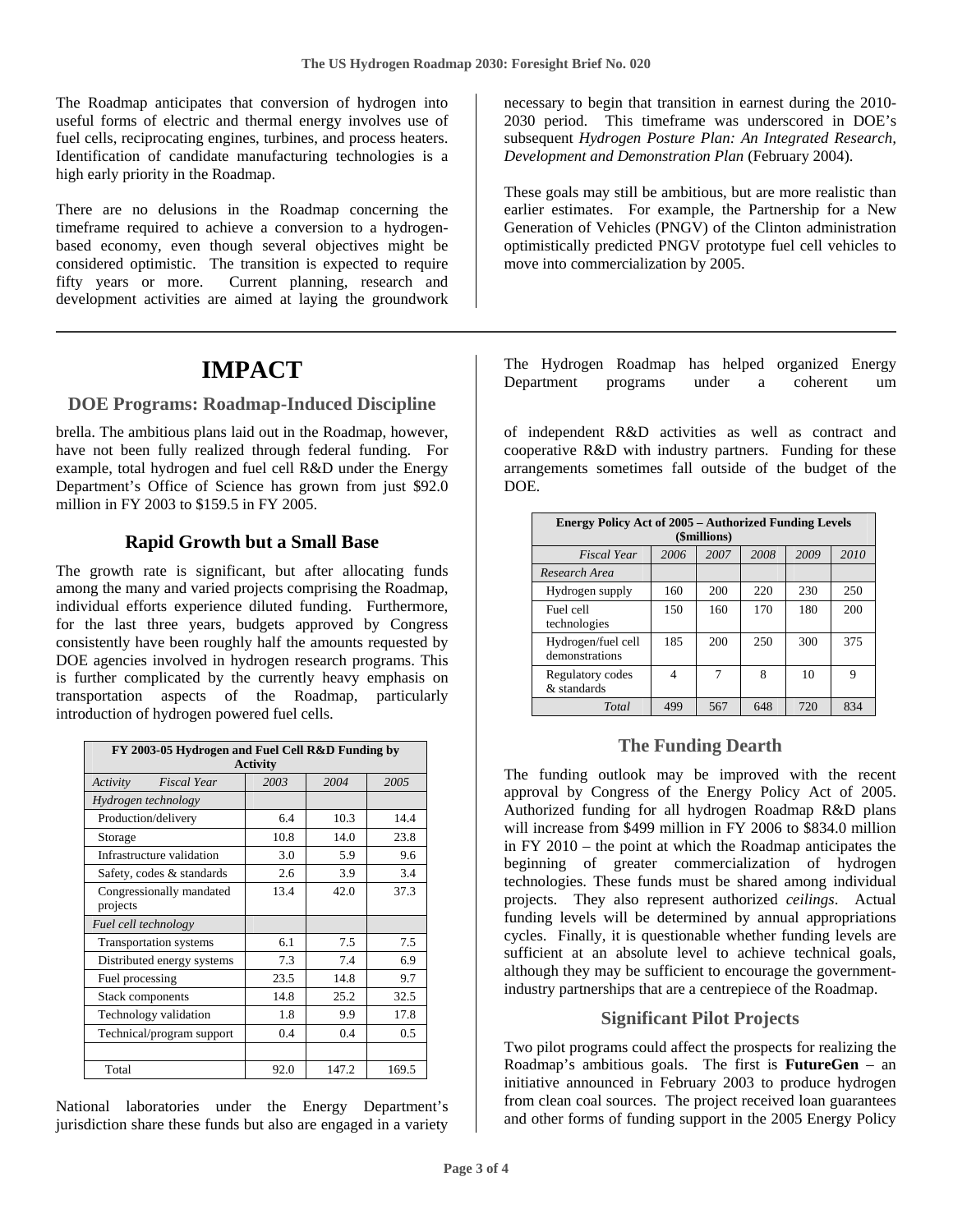The Roadmap anticipates that conversion of hydrogen into useful forms of electric and thermal energy involves use of fuel cells, reciprocating engines, turbines, and process heaters. Identification of candidate manufacturing technologies is a high early priority in the Roadmap.

There are no delusions in the Roadmap concerning the timeframe required to achieve a conversion to a hydrogen-based economy, even though several objectives might be considered optimistic. The transition is expected to require fifty years or more. Current planning, research and development activities are aimed at laying the groundwork necessary to begin that transition in earnest during the 2010-2030 period. This timeframe was underscored in DOE's subsequent *Hydrogen Posture Plan: An Integrated Research, Development and Demonstration Plan* (February 2004).

These goals may still be ambitious, but are more realistic than earlier estimates. For example, the Partnership for a New Generation of Vehicles (PNGV) of the Clinton administration optimistically predicted PNGV prototype fuel cell vehicles to move into commercialization by 2005.

# IMPACT

## DOE Programs: Roadmap-Induced Discipline

The Hydrogen Roadmap has helped organized Energy Department programs under a coherent umbrella. The ambitious plans laid out in the Roadmap, however, have not been fully realized through federal funding. For example, total hydrogen and fuel cell R&D under the Energy Department's Office of Science has grown from just $92.0 million in FY 2003 to $159.5 in FY 2005.

### Rapid Growth but a Small Base

The growth rate is significant, but after allocating funds among the many and varied projects comprising the Roadmap, individual efforts experience diluted funding. Furthermore, for the last three years, budgets approved by Congress consistently have been roughly half the amounts requested by DOE agencies involved in hydrogen research programs. This is further complicated by the currently heavy emphasis on transportation aspects of the Roadmap, particularly introduction of hydrogen powered fuel cells.

| FY 2003-05 Hydrogen and Fuel Cell R&D Funding by Activity | | | |
|---|---|---|---|
| *Activity* *Fiscal Year* | *2003* | *2004* | *2005* |
| *Hydrogen technology* | | | |
| Production/delivery | 6.4 | 10.3 | 14.4 |
| Storage | 10.8 | 14.0 | 23.8 |
| Infrastructure validation | 3.0 | 5.9 | 9.6 |
| Safety, codes & standards | 2.6 | 3.9 | 3.4 |
| Congressionally mandated projects | 13.4 | 42.0 | 37.3 |
| *Fuel cell technology* | | | |
| Transportation systems | 6.1 | 7.5 | 7.5 |
| Distributed energy systems | 7.3 | 7.4 | 6.9 |
| Fuel processing | 23.5 | 14.8 | 9.7 |
| Stack components | 14.8 | 25.2 | 32.5 |
| Technology validation | 1.8 | 9.9 | 17.8 |
| Technical/program support | 0.4 | 0.4 | 0.5 |
| | | | |
| Total | 92.0 | 147.2 | 169.5 |

National laboratories under the Energy Department's jurisdiction share these funds but also are engaged in a variety of independent R&D activities as well as contract and cooperative R&D with industry partners. Funding for these arrangements sometimes fall outside of the budget of the DOE.

| Energy Policy Act of 2005 – Authorized Funding Levels ($millions) | | | | | |
|---|---|---|---|---|---|
| *Fiscal Year* | *2006* | *2007* | *2008* | *2009* | *2010* |
| *Research Area* | | | | | |
| Hydrogen supply | 160 | 200 | 220 | 230 | 250 |
| Fuel cell technologies | 150 | 160 | 170 | 180 | 200 |
| Hydrogen/fuel cell demonstrations | 185 | 200 | 250 | 300 | 375 |
| Regulatory codes & standards | 4 | 7 | 8 | 10 | 9 |
| *Total* | 499 | 567 | 648 | 720 | 834 |

### The Funding Dearth

The funding outlook may be improved with the recent approval by Congress of the Energy Policy Act of 2005. Authorized funding for all hydrogen Roadmap R&D plans will increase from $499 million in FY 2006 to $834.0 million in FY 2010 – the point at which the Roadmap anticipates the beginning of greater commercialization of hydrogen technologies. These funds must be shared among individual projects. They also represent authorized *ceilings*. Actual funding levels will be determined by annual appropriations cycles. Finally, it is questionable whether funding levels are sufficient at an absolute level to achieve technical goals, although they may be sufficient to encourage the government-industry partnerships that are a centrepiece of the Roadmap.

### Significant Pilot Projects

Two pilot programs could affect the prospects for realizing the Roadmap's ambitious goals. The first is **FutureGen** – an initiative announced in February 2003 to produce hydrogen from clean coal sources. The project received loan guarantees and other forms of funding support in the 2005 Energy Policy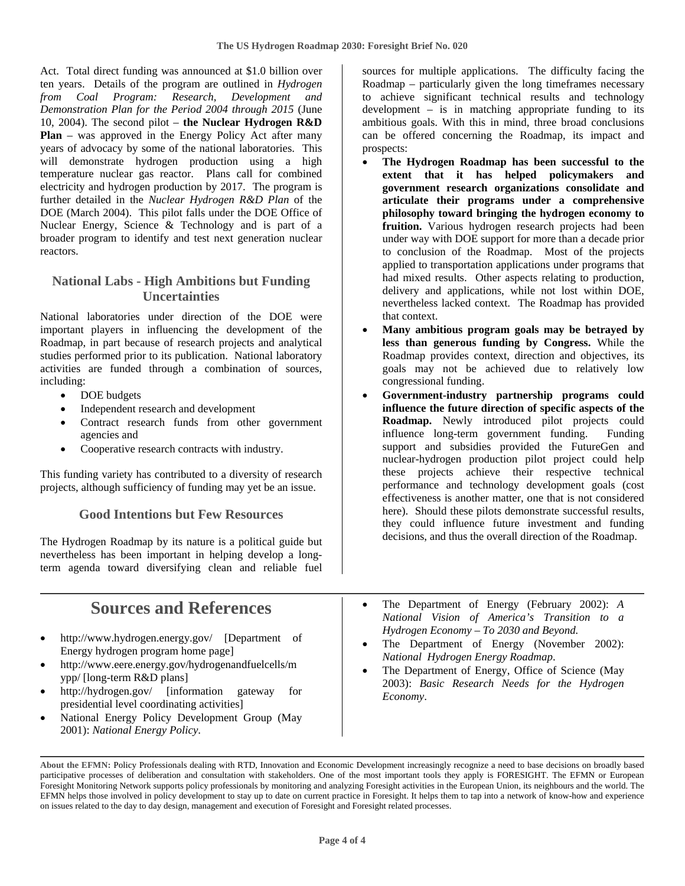Act. Total direct funding was announced at $1.0 billion over ten years. Details of the program are outlined in *Hydrogen from Coal Program: Research, Development and Demonstration Plan for the Period 2004 through 2015* (June 10, 2004). The second pilot – **the Nuclear Hydrogen R&D Plan** – was approved in the Energy Policy Act after many years of advocacy by some of the national laboratories. This will demonstrate hydrogen production using a high temperature nuclear gas reactor. Plans call for combined electricity and hydrogen production by 2017. The program is further detailed in the *Nuclear Hydrogen R&D Plan* of the DOE (March 2004). This pilot falls under the DOE Office of Nuclear Energy, Science & Technology and is part of a broader program to identify and test next generation nuclear reactors.

## National Labs - High Ambitions but Funding Uncertainties

National laboratories under direction of the DOE were important players in influencing the development of the Roadmap, in part because of research projects and analytical studies performed prior to its publication. National laboratory activities are funded through a combination of sources, including:

- DOE budgets
- Independent research and development
- Contract research funds from other government agencies and
- Cooperative research contracts with industry.

This funding variety has contributed to a diversity of research projects, although sufficiency of funding may yet be an issue.

## Good Intentions but Few Resources

The Hydrogen Roadmap by its nature is a political guide but nevertheless has been important in helping develop a long-term agenda toward diversifying clean and reliable fuel sources for multiple applications. The difficulty facing the Roadmap – particularly given the long timeframes necessary to achieve significant technical results and technology development – is in matching appropriate funding to its ambitious goals. With this in mind, three broad conclusions can be offered concerning the Roadmap, its impact and prospects:

- **The Hydrogen Roadmap has been successful to the extent that it has helped policymakers and government research organizations consolidate and articulate their programs under a comprehensive philosophy toward bringing the hydrogen economy to fruition.** Various hydrogen research projects had been under way with DOE support for more than a decade prior to conclusion of the Roadmap. Most of the projects applied to transportation applications under programs that had mixed results. Other aspects relating to production, delivery and applications, while not lost within DOE, nevertheless lacked context. The Roadmap has provided that context.
- **Many ambitious program goals may be betrayed by less than generous funding by Congress.** While the Roadmap provides context, direction and objectives, its goals may not be achieved due to relatively low congressional funding.
- **Government-industry partnership programs could influence the future direction of specific aspects of the Roadmap.** Newly introduced pilot projects could influence long-term government funding. Funding support and subsidies provided the FutureGen and nuclear-hydrogen production pilot project could help these projects achieve their respective technical performance and technology development goals (cost effectiveness is another matter, one that is not considered here). Should these pilots demonstrate successful results, they could influence future investment and funding decisions, and thus the overall direction of the Roadmap.

# Sources and References

- http://www.hydrogen.energy.gov/ [Department of Energy hydrogen program home page]
- http://www.eere.energy.gov/hydrogenandfuelcells/mypp/ [long-term R&D plans]
- http://hydrogen.gov/ [information gateway for presidential level coordinating activities]
- National Energy Policy Development Group (May 2001): *National Energy Policy*.
- The Department of Energy (February 2002): *A National Vision of America's Transition to a Hydrogen Economy – To 2030 and Beyond.*
- The Department of Energy (November 2002): *National Hydrogen Energy Roadmap*.
- The Department of Energy, Office of Science (May 2003): *Basic Research Needs for the Hydrogen Economy*.

**About the EFMN:** Policy Professionals dealing with RTD, Innovation and Economic Development increasingly recognize a need to base decisions on broadly based participative processes of deliberation and consultation with stakeholders. One of the most important tools they apply is FORESIGHT. The EFMN or European Foresight Monitoring Network supports policy professionals by monitoring and analyzing Foresight activities in the European Union, its neighbours and the world. The EFMN helps those involved in policy development to stay up to date on current practice in Foresight. It helps them to tap into a network of know-how and experience on issues related to the day to day design, management and execution of Foresight and Foresight related processes.